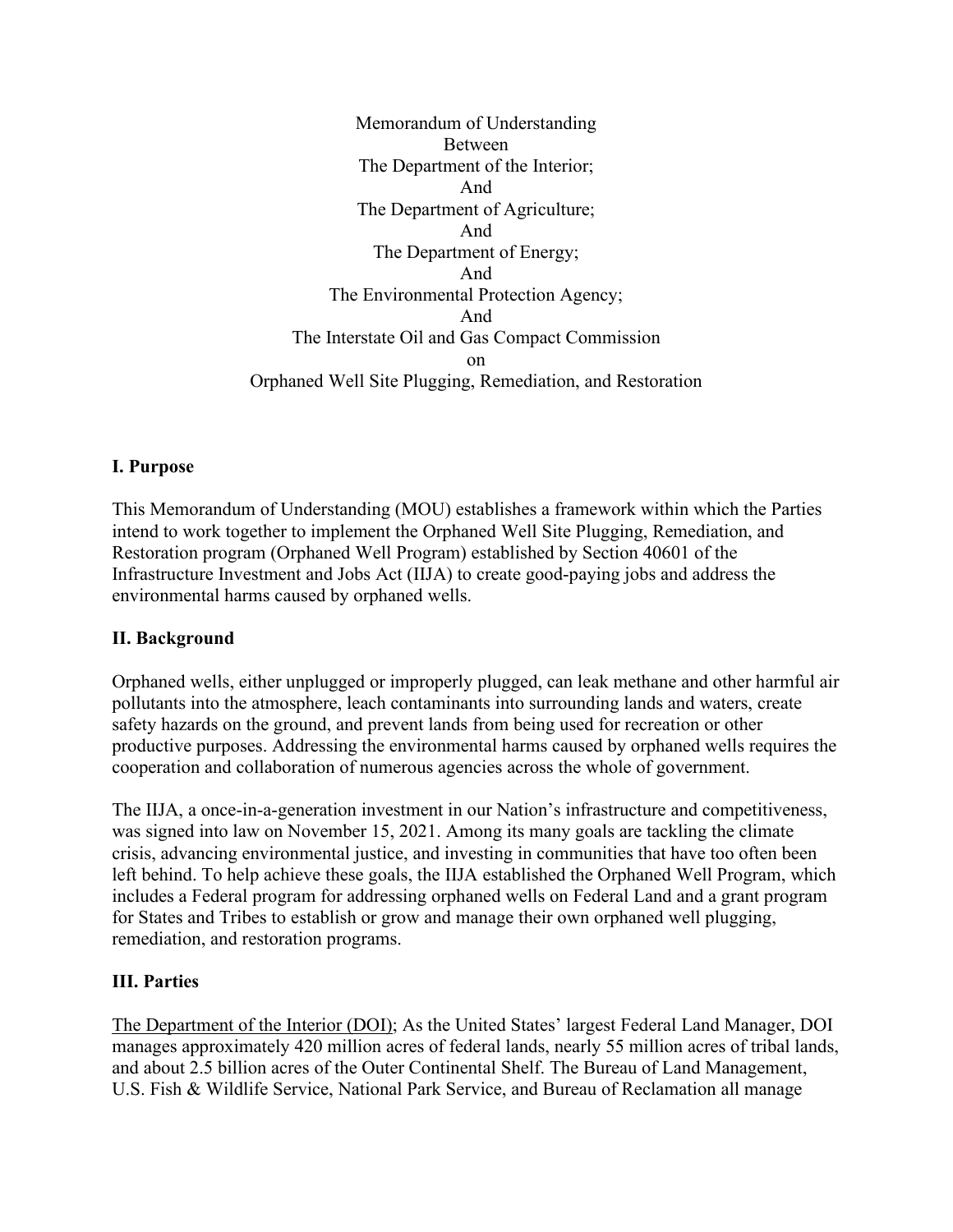Memorandum of Understanding
Between
The Department of the Interior;
And
The Department of Agriculture;
And
The Department of Energy;
And
The Environmental Protection Agency;
And
The Interstate Oil and Gas Compact Commission
on
Orphaned Well Site Plugging, Remediation, and Restoration

## I. Purpose

This Memorandum of Understanding (MOU) establishes a framework within which the Parties intend to work together to implement the Orphaned Well Site Plugging, Remediation, and Restoration program (Orphaned Well Program) established by Section 40601 of the Infrastructure Investment and Jobs Act (IIJA) to create good-paying jobs and address the environmental harms caused by orphaned wells.

## II. Background

Orphaned wells, either unplugged or improperly plugged, can leak methane and other harmful air pollutants into the atmosphere, leach contaminants into surrounding lands and waters, create safety hazards on the ground, and prevent lands from being used for recreation or other productive purposes. Addressing the environmental harms caused by orphaned wells requires the cooperation and collaboration of numerous agencies across the whole of government.

The IIJA, a once-in-a-generation investment in our Nation's infrastructure and competitiveness, was signed into law on November 15, 2021. Among its many goals are tackling the climate crisis, advancing environmental justice, and investing in communities that have too often been left behind. To help achieve these goals, the IIJA established the Orphaned Well Program, which includes a Federal program for addressing orphaned wells on Federal Land and a grant program for States and Tribes to establish or grow and manage their own orphaned well plugging, remediation, and restoration programs.

## III. Parties

The Department of the Interior (DOI); As the United States' largest Federal Land Manager, DOI manages approximately 420 million acres of federal lands, nearly 55 million acres of tribal lands, and about 2.5 billion acres of the Outer Continental Shelf. The Bureau of Land Management, U.S. Fish & Wildlife Service, National Park Service, and Bureau of Reclamation all manage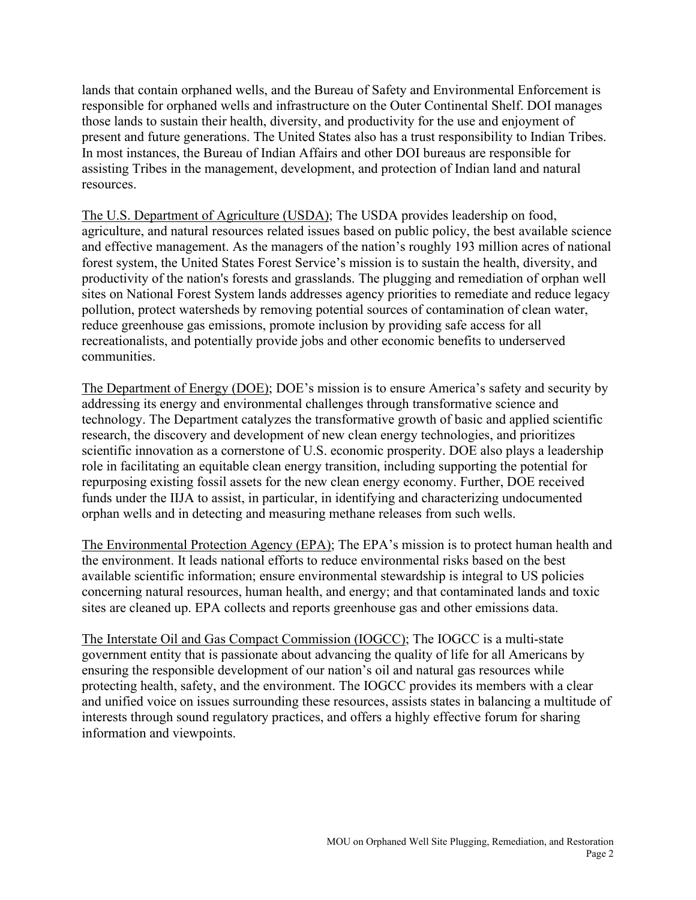lands that contain orphaned wells, and the Bureau of Safety and Environmental Enforcement is responsible for orphaned wells and infrastructure on the Outer Continental Shelf. DOI manages those lands to sustain their health, diversity, and productivity for the use and enjoyment of present and future generations. The United States also has a trust responsibility to Indian Tribes. In most instances, the Bureau of Indian Affairs and other DOI bureaus are responsible for assisting Tribes in the management, development, and protection of Indian land and natural resources.

<u>The U.S. Department of Agriculture (USDA)</u>; The USDA provides leadership on food, agriculture, and natural resources related issues based on public policy, the best available science and effective management. As the managers of the nation's roughly 193 million acres of national forest system, the United States Forest Service's mission is to sustain the health, diversity, and productivity of the nation's forests and grasslands. The plugging and remediation of orphan well sites on National Forest System lands addresses agency priorities to remediate and reduce legacy pollution, protect watersheds by removing potential sources of contamination of clean water, reduce greenhouse gas emissions, promote inclusion by providing safe access for all recreationalists, and potentially provide jobs and other economic benefits to underserved communities.

<u>The Department of Energy (DOE)</u>; DOE's mission is to ensure America's safety and security by addressing its energy and environmental challenges through transformative science and technology. The Department catalyzes the transformative growth of basic and applied scientific research, the discovery and development of new clean energy technologies, and prioritizes scientific innovation as a cornerstone of U.S. economic prosperity. DOE also plays a leadership role in facilitating an equitable clean energy transition, including supporting the potential for repurposing existing fossil assets for the new clean energy economy. Further, DOE received funds under the IIJA to assist, in particular, in identifying and characterizing undocumented orphan wells and in detecting and measuring methane releases from such wells.

<u>The Environmental Protection Agency (EPA)</u>; The EPA's mission is to protect human health and the environment. It leads national efforts to reduce environmental risks based on the best available scientific information; ensure environmental stewardship is integral to US policies concerning natural resources, human health, and energy; and that contaminated lands and toxic sites are cleaned up. EPA collects and reports greenhouse gas and other emissions data.

<u>The Interstate Oil and Gas Compact Commission (IOGCC)</u>; The IOGCC is a multi-state government entity that is passionate about advancing the quality of life for all Americans by ensuring the responsible development of our nation's oil and natural gas resources while protecting health, safety, and the environment. The IOGCC provides its members with a clear and unified voice on issues surrounding these resources, assists states in balancing a multitude of interests through sound regulatory practices, and offers a highly effective forum for sharing information and viewpoints.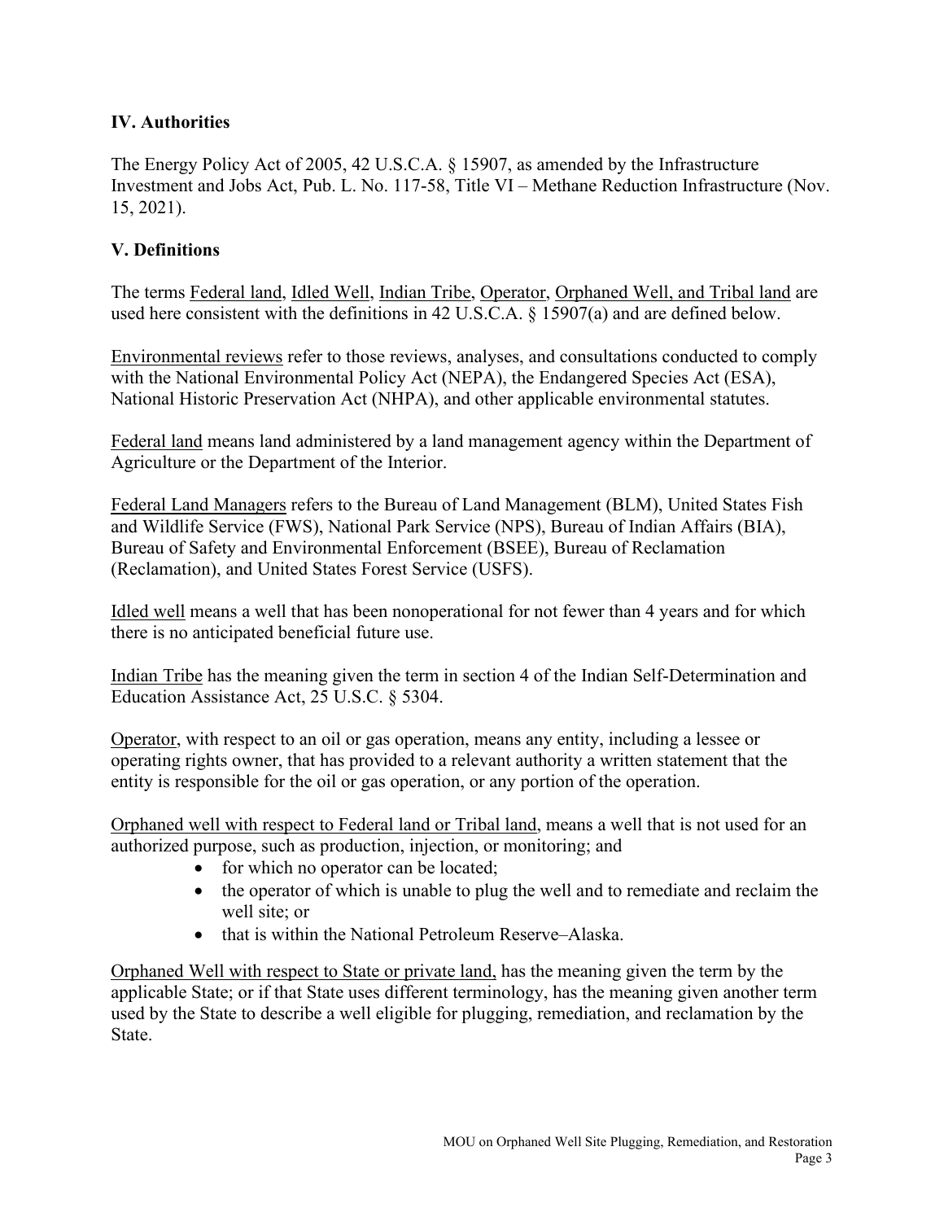## IV. Authorities

The Energy Policy Act of 2005, 42 U.S.C.A. § 15907, as amended by the Infrastructure Investment and Jobs Act, Pub. L. No. 117-58, Title VI – Methane Reduction Infrastructure (Nov. 15, 2021).

## V. Definitions

The terms Federal land, Idled Well, Indian Tribe, Operator, Orphaned Well, and Tribal land are used here consistent with the definitions in 42 U.S.C.A. § 15907(a) and are defined below.

Environmental reviews refer to those reviews, analyses, and consultations conducted to comply with the National Environmental Policy Act (NEPA), the Endangered Species Act (ESA), National Historic Preservation Act (NHPA), and other applicable environmental statutes.

Federal land means land administered by a land management agency within the Department of Agriculture or the Department of the Interior.

Federal Land Managers refers to the Bureau of Land Management (BLM), United States Fish and Wildlife Service (FWS), National Park Service (NPS), Bureau of Indian Affairs (BIA), Bureau of Safety and Environmental Enforcement (BSEE), Bureau of Reclamation (Reclamation), and United States Forest Service (USFS).

Idled well means a well that has been nonoperational for not fewer than 4 years and for which there is no anticipated beneficial future use.

Indian Tribe has the meaning given the term in section 4 of the Indian Self-Determination and Education Assistance Act, 25 U.S.C. § 5304.

Operator, with respect to an oil or gas operation, means any entity, including a lessee or operating rights owner, that has provided to a relevant authority a written statement that the entity is responsible for the oil or gas operation, or any portion of the operation.

Orphaned well with respect to Federal land or Tribal land, means a well that is not used for an authorized purpose, such as production, injection, or monitoring; and

- for which no operator can be located;
- the operator of which is unable to plug the well and to remediate and reclaim the well site; or
- that is within the National Petroleum Reserve–Alaska.

Orphaned Well with respect to State or private land, has the meaning given the term by the applicable State; or if that State uses different terminology, has the meaning given another term used by the State to describe a well eligible for plugging, remediation, and reclamation by the State.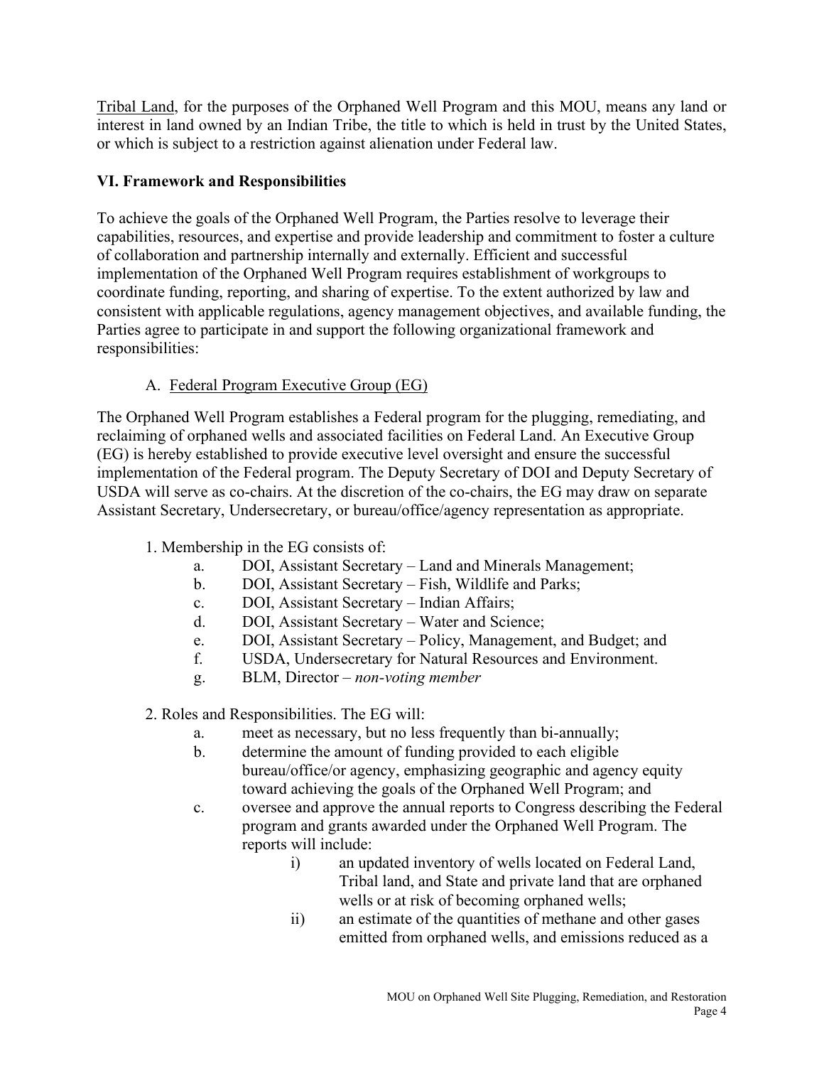Tribal Land, for the purposes of the Orphaned Well Program and this MOU, means any land or interest in land owned by an Indian Tribe, the title to which is held in trust by the United States, or which is subject to a restriction against alienation under Federal law.

## VI. Framework and Responsibilities

To achieve the goals of the Orphaned Well Program, the Parties resolve to leverage their capabilities, resources, and expertise and provide leadership and commitment to foster a culture of collaboration and partnership internally and externally. Efficient and successful implementation of the Orphaned Well Program requires establishment of workgroups to coordinate funding, reporting, and sharing of expertise. To the extent authorized by law and consistent with applicable regulations, agency management objectives, and available funding, the Parties agree to participate in and support the following organizational framework and responsibilities:

### A. Federal Program Executive Group (EG)

The Orphaned Well Program establishes a Federal program for the plugging, remediating, and reclaiming of orphaned wells and associated facilities on Federal Land. An Executive Group (EG) is hereby established to provide executive level oversight and ensure the successful implementation of the Federal program. The Deputy Secretary of DOI and Deputy Secretary of USDA will serve as co-chairs. At the discretion of the co-chairs, the EG may draw on separate Assistant Secretary, Undersecretary, or bureau/office/agency representation as appropriate.

1. Membership in the EG consists of:
   - a. DOI, Assistant Secretary – Land and Minerals Management;
   - b. DOI, Assistant Secretary – Fish, Wildlife and Parks;
   - c. DOI, Assistant Secretary – Indian Affairs;
   - d. DOI, Assistant Secretary – Water and Science;
   - e. DOI, Assistant Secretary – Policy, Management, and Budget; and
   - f. USDA, Undersecretary for Natural Resources and Environment.
   - g. BLM, Director – *non-voting member*

2. Roles and Responsibilities. The EG will:
   - a. meet as necessary, but no less frequently than bi-annually;
   - b. determine the amount of funding provided to each eligible bureau/office/or agency, emphasizing geographic and agency equity toward achieving the goals of the Orphaned Well Program; and
   - c. oversee and approve the annual reports to Congress describing the Federal program and grants awarded under the Orphaned Well Program. The reports will include:
     - i) an updated inventory of wells located on Federal Land, Tribal land, and State and private land that are orphaned wells or at risk of becoming orphaned wells;
     - ii) an estimate of the quantities of methane and other gases emitted from orphaned wells, and emissions reduced as a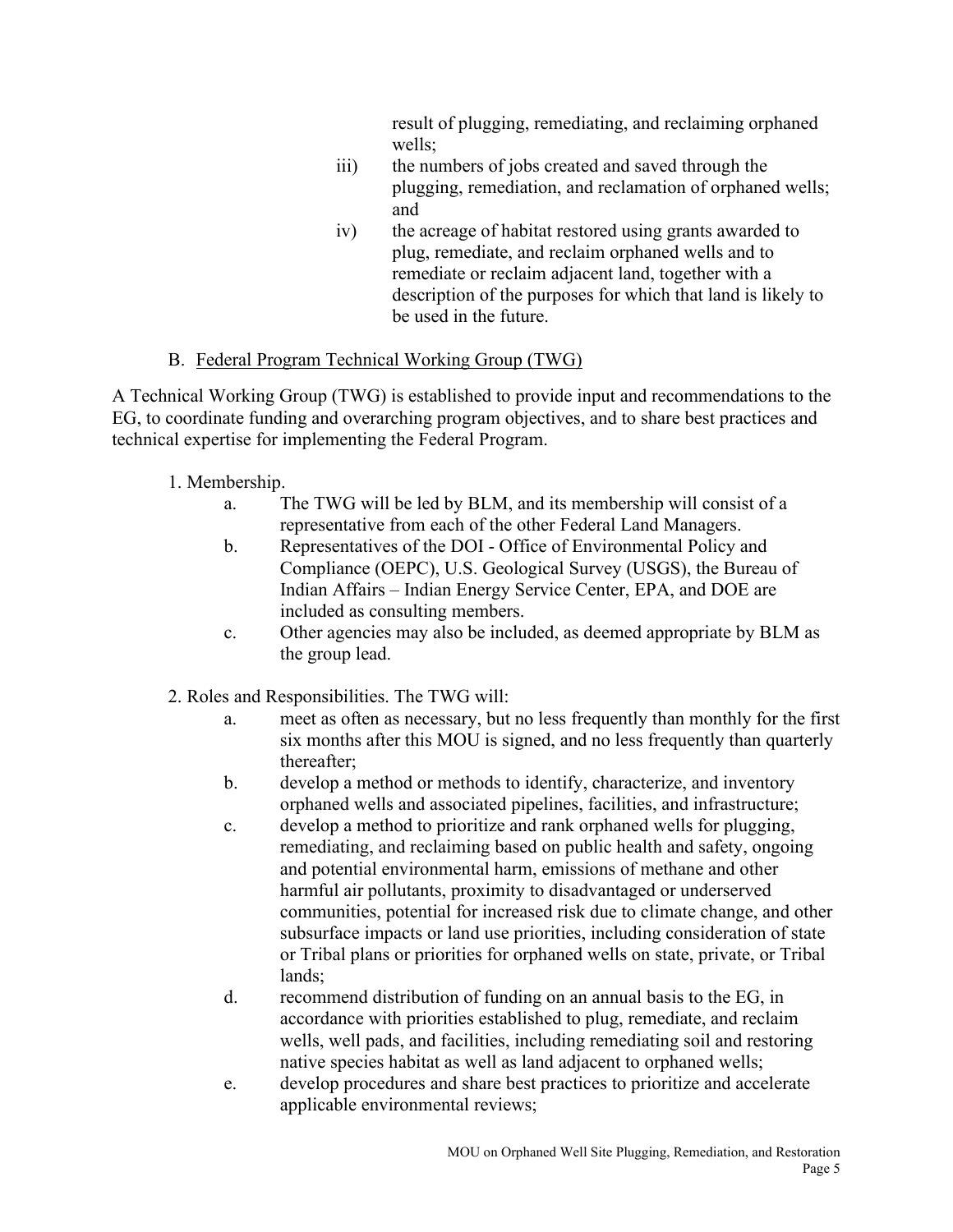result of plugging, remediating, and reclaiming orphaned wells;

iii) the numbers of jobs created and saved through the plugging, remediation, and reclamation of orphaned wells; and

iv) the acreage of habitat restored using grants awarded to plug, remediate, and reclaim orphaned wells and to remediate or reclaim adjacent land, together with a description of the purposes for which that land is likely to be used in the future.

B. Federal Program Technical Working Group (TWG)

A Technical Working Group (TWG) is established to provide input and recommendations to the EG, to coordinate funding and overarching program objectives, and to share best practices and technical expertise for implementing the Federal Program.

1. Membership.
   a. The TWG will be led by BLM, and its membership will consist of a representative from each of the other Federal Land Managers.
   b. Representatives of the DOI - Office of Environmental Policy and Compliance (OEPC), U.S. Geological Survey (USGS), the Bureau of Indian Affairs – Indian Energy Service Center, EPA, and DOE are included as consulting members.
   c. Other agencies may also be included, as deemed appropriate by BLM as the group lead.

2. Roles and Responsibilities. The TWG will:
   a. meet as often as necessary, but no less frequently than monthly for the first six months after this MOU is signed, and no less frequently than quarterly thereafter;
   b. develop a method or methods to identify, characterize, and inventory orphaned wells and associated pipelines, facilities, and infrastructure;
   c. develop a method to prioritize and rank orphaned wells for plugging, remediating, and reclaiming based on public health and safety, ongoing and potential environmental harm, emissions of methane and other harmful air pollutants, proximity to disadvantaged or underserved communities, potential for increased risk due to climate change, and other subsurface impacts or land use priorities, including consideration of state or Tribal plans or priorities for orphaned wells on state, private, or Tribal lands;
   d. recommend distribution of funding on an annual basis to the EG, in accordance with priorities established to plug, remediate, and reclaim wells, well pads, and facilities, including remediating soil and restoring native species habitat as well as land adjacent to orphaned wells;
   e. develop procedures and share best practices to prioritize and accelerate applicable environmental reviews;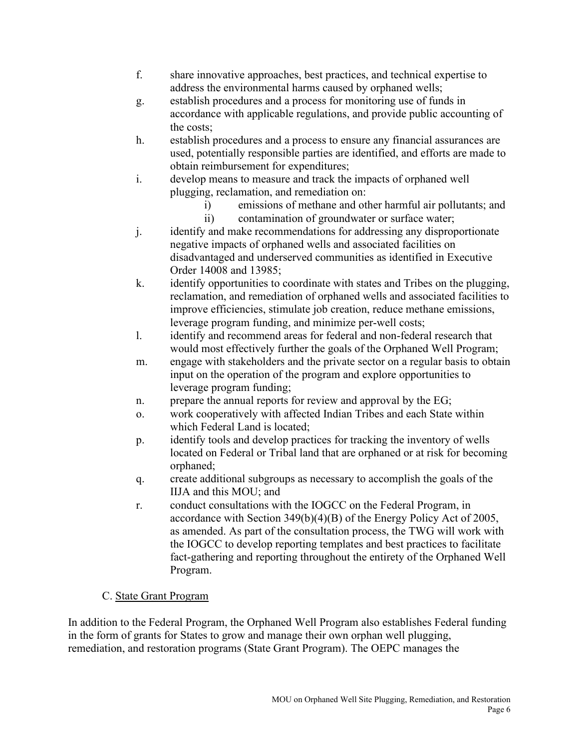f. share innovative approaches, best practices, and technical expertise to address the environmental harms caused by orphaned wells;

g. establish procedures and a process for monitoring use of funds in accordance with applicable regulations, and provide public accounting of the costs;

h. establish procedures and a process to ensure any financial assurances are used, potentially responsible parties are identified, and efforts are made to obtain reimbursement for expenditures;

i. develop means to measure and track the impacts of orphaned well plugging, reclamation, and remediation on:

   i) emissions of methane and other harmful air pollutants; and

   ii) contamination of groundwater or surface water;

j. identify and make recommendations for addressing any disproportionate negative impacts of orphaned wells and associated facilities on disadvantaged and underserved communities as identified in Executive Order 14008 and 13985;

k. identify opportunities to coordinate with states and Tribes on the plugging, reclamation, and remediation of orphaned wells and associated facilities to improve efficiencies, stimulate job creation, reduce methane emissions, leverage program funding, and minimize per-well costs;

l. identify and recommend areas for federal and non-federal research that would most effectively further the goals of the Orphaned Well Program;

m. engage with stakeholders and the private sector on a regular basis to obtain input on the operation of the program and explore opportunities to leverage program funding;

n. prepare the annual reports for review and approval by the EG;

o. work cooperatively with affected Indian Tribes and each State within which Federal Land is located;

p. identify tools and develop practices for tracking the inventory of wells located on Federal or Tribal land that are orphaned or at risk for becoming orphaned;

q. create additional subgroups as necessary to accomplish the goals of the IIJA and this MOU; and

r. conduct consultations with the IOGCC on the Federal Program, in accordance with Section 349(b)(4)(B) of the Energy Policy Act of 2005, as amended. As part of the consultation process, the TWG will work with the IOGCC to develop reporting templates and best practices to facilitate fact-gathering and reporting throughout the entirety of the Orphaned Well Program.

### C. State Grant Program

In addition to the Federal Program, the Orphaned Well Program also establishes Federal funding in the form of grants for States to grow and manage their own orphan well plugging, remediation, and restoration programs (State Grant Program). The OEPC manages the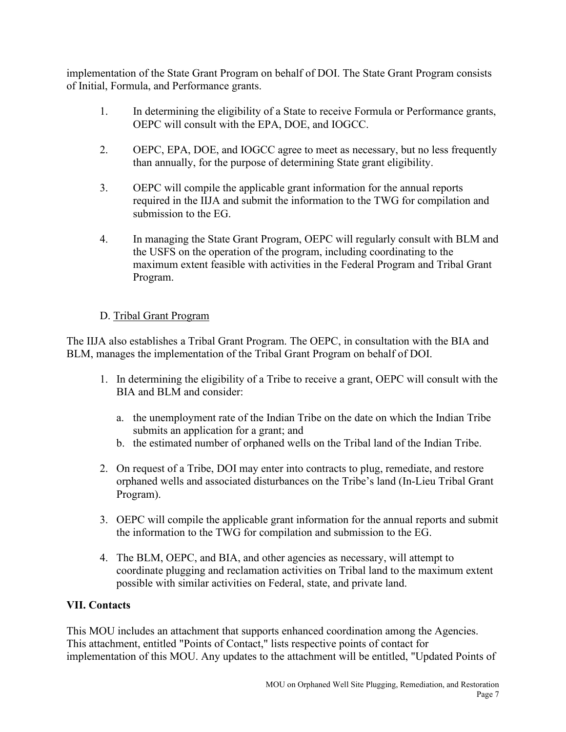implementation of the State Grant Program on behalf of DOI. The State Grant Program consists of Initial, Formula, and Performance grants.

1. In determining the eligibility of a State to receive Formula or Performance grants, OEPC will consult with the EPA, DOE, and IOGCC.

2. OEPC, EPA, DOE, and IOGCC agree to meet as necessary, but no less frequently than annually, for the purpose of determining State grant eligibility.

3. OEPC will compile the applicable grant information for the annual reports required in the IIJA and submit the information to the TWG for compilation and submission to the EG.

4. In managing the State Grant Program, OEPC will regularly consult with BLM and the USFS on the operation of the program, including coordinating to the maximum extent feasible with activities in the Federal Program and Tribal Grant Program.

D. Tribal Grant Program

The IIJA also establishes a Tribal Grant Program. The OEPC, in consultation with the BIA and BLM, manages the implementation of the Tribal Grant Program on behalf of DOI.

1. In determining the eligibility of a Tribe to receive a grant, OEPC will consult with the BIA and BLM and consider:
   a. the unemployment rate of the Indian Tribe on the date on which the Indian Tribe submits an application for a grant; and
   b. the estimated number of orphaned wells on the Tribal land of the Indian Tribe.

2. On request of a Tribe, DOI may enter into contracts to plug, remediate, and restore orphaned wells and associated disturbances on the Tribe's land (In-Lieu Tribal Grant Program).

3. OEPC will compile the applicable grant information for the annual reports and submit the information to the TWG for compilation and submission to the EG.

4. The BLM, OEPC, and BIA, and other agencies as necessary, will attempt to coordinate plugging and reclamation activities on Tribal land to the maximum extent possible with similar activities on Federal, state, and private land.

## VII. Contacts

This MOU includes an attachment that supports enhanced coordination among the Agencies. This attachment, entitled "Points of Contact," lists respective points of contact for implementation of this MOU. Any updates to the attachment will be entitled, "Updated Points of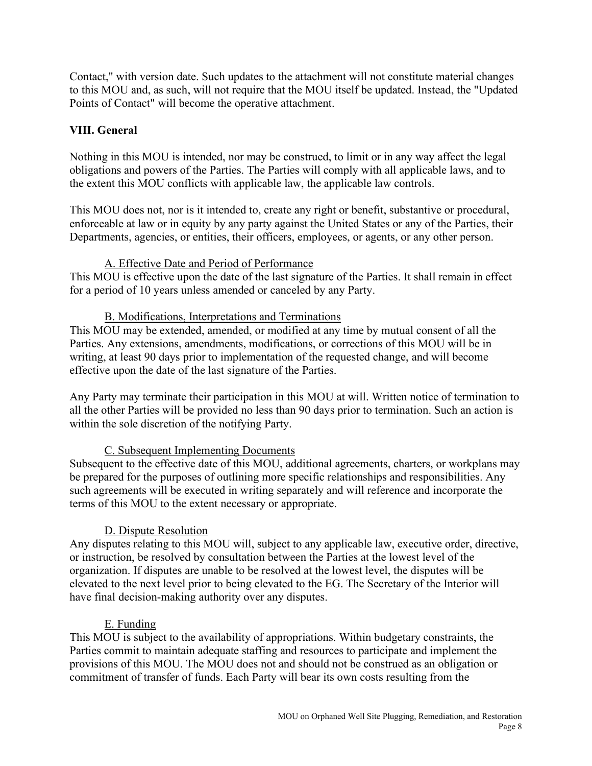Contact," with version date. Such updates to the attachment will not constitute material changes to this MOU and, as such, will not require that the MOU itself be updated. Instead, the "Updated Points of Contact" will become the operative attachment.

## VIII. General

Nothing in this MOU is intended, nor may be construed, to limit or in any way affect the legal obligations and powers of the Parties. The Parties will comply with all applicable laws, and to the extent this MOU conflicts with applicable law, the applicable law controls.

This MOU does not, nor is it intended to, create any right or benefit, substantive or procedural, enforceable at law or in equity by any party against the United States or any of the Parties, their Departments, agencies, or entities, their officers, employees, or agents, or any other person.

### A. Effective Date and Period of Performance

This MOU is effective upon the date of the last signature of the Parties. It shall remain in effect for a period of 10 years unless amended or canceled by any Party.

### B. Modifications, Interpretations and Terminations

This MOU may be extended, amended, or modified at any time by mutual consent of all the Parties. Any extensions, amendments, modifications, or corrections of this MOU will be in writing, at least 90 days prior to implementation of the requested change, and will become effective upon the date of the last signature of the Parties.

Any Party may terminate their participation in this MOU at will. Written notice of termination to all the other Parties will be provided no less than 90 days prior to termination. Such an action is within the sole discretion of the notifying Party.

### C. Subsequent Implementing Documents

Subsequent to the effective date of this MOU, additional agreements, charters, or workplans may be prepared for the purposes of outlining more specific relationships and responsibilities. Any such agreements will be executed in writing separately and will reference and incorporate the terms of this MOU to the extent necessary or appropriate.

### D. Dispute Resolution

Any disputes relating to this MOU will, subject to any applicable law, executive order, directive, or instruction, be resolved by consultation between the Parties at the lowest level of the organization. If disputes are unable to be resolved at the lowest level, the disputes will be elevated to the next level prior to being elevated to the EG. The Secretary of the Interior will have final decision-making authority over any disputes.

### E. Funding

This MOU is subject to the availability of appropriations. Within budgetary constraints, the Parties commit to maintain adequate staffing and resources to participate and implement the provisions of this MOU. The MOU does not and should not be construed as an obligation or commitment of transfer of funds. Each Party will bear its own costs resulting from the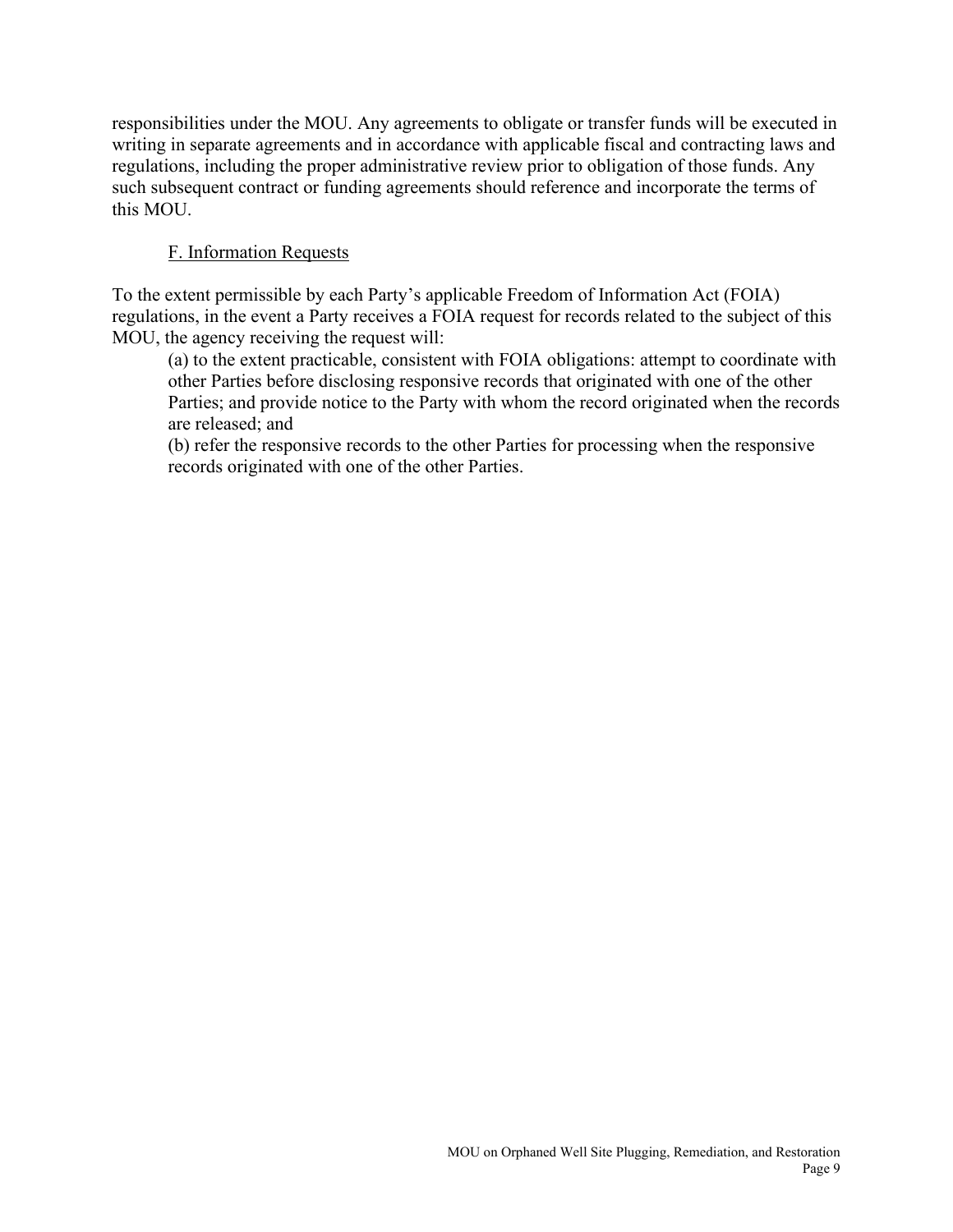responsibilities under the MOU. Any agreements to obligate or transfer funds will be executed in writing in separate agreements and in accordance with applicable fiscal and contracting laws and regulations, including the proper administrative review prior to obligation of those funds. Any such subsequent contract or funding agreements should reference and incorporate the terms of this MOU.

### F. Information Requests

To the extent permissible by each Party's applicable Freedom of Information Act (FOIA) regulations, in the event a Party receives a FOIA request for records related to the subject of this MOU, the agency receiving the request will:

(a) to the extent practicable, consistent with FOIA obligations: attempt to coordinate with other Parties before disclosing responsive records that originated with one of the other Parties; and provide notice to the Party with whom the record originated when the records are released; and

(b) refer the responsive records to the other Parties for processing when the responsive records originated with one of the other Parties.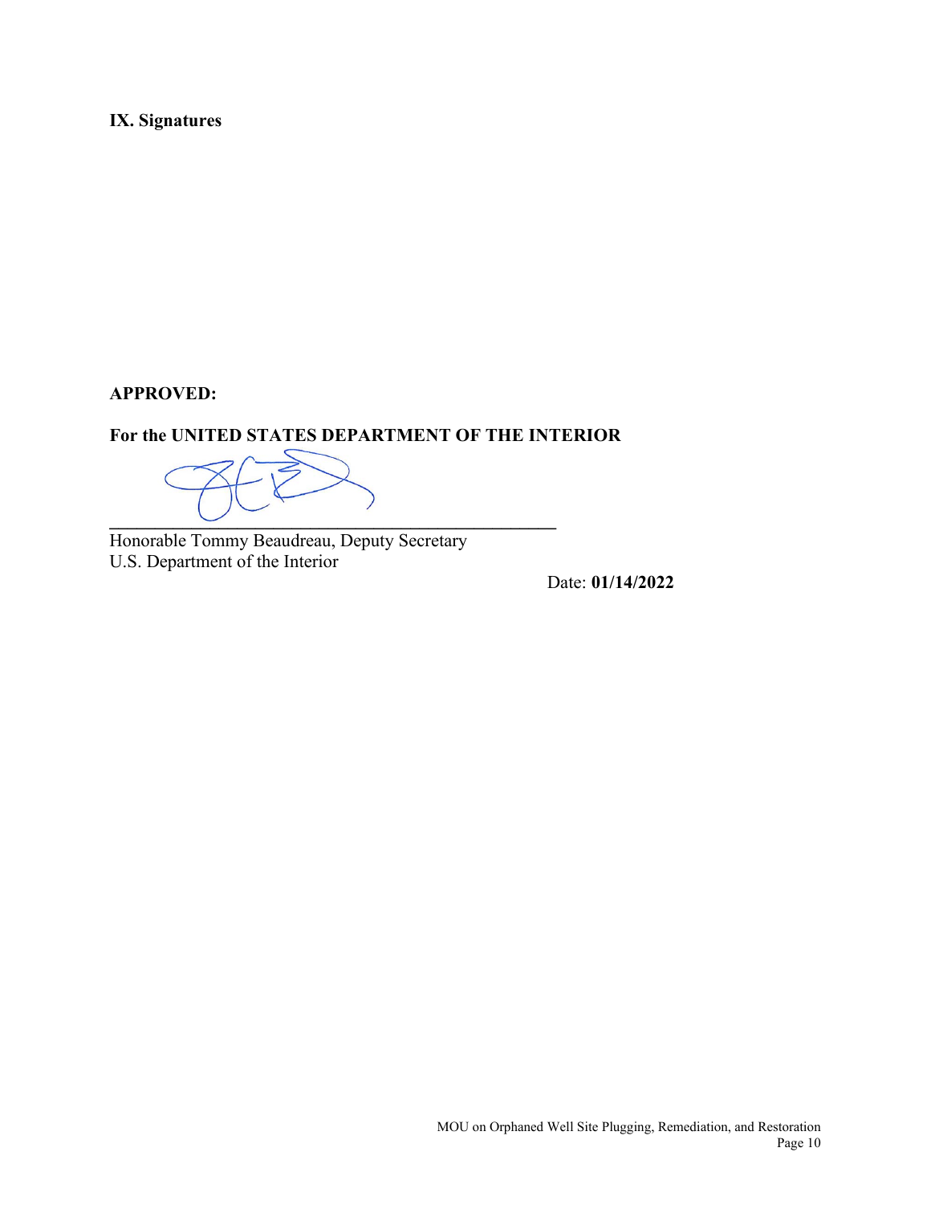## IX. Signatures

**APPROVED:**

**For the UNITED STATES DEPARTMENT OF THE INTERIOR**

\_\_\_\_\_\_\_\_\_\_\_\_\_\_\_\_\_\_\_\_\_\_\_\_\_\_\_\_\_\_\_\_\_\_\_\_\_\_\_\_\_\_\_\_

Honorable Tommy Beaudreau, Deputy Secretary
U.S. Department of the Interior

Date: **01/14/2022**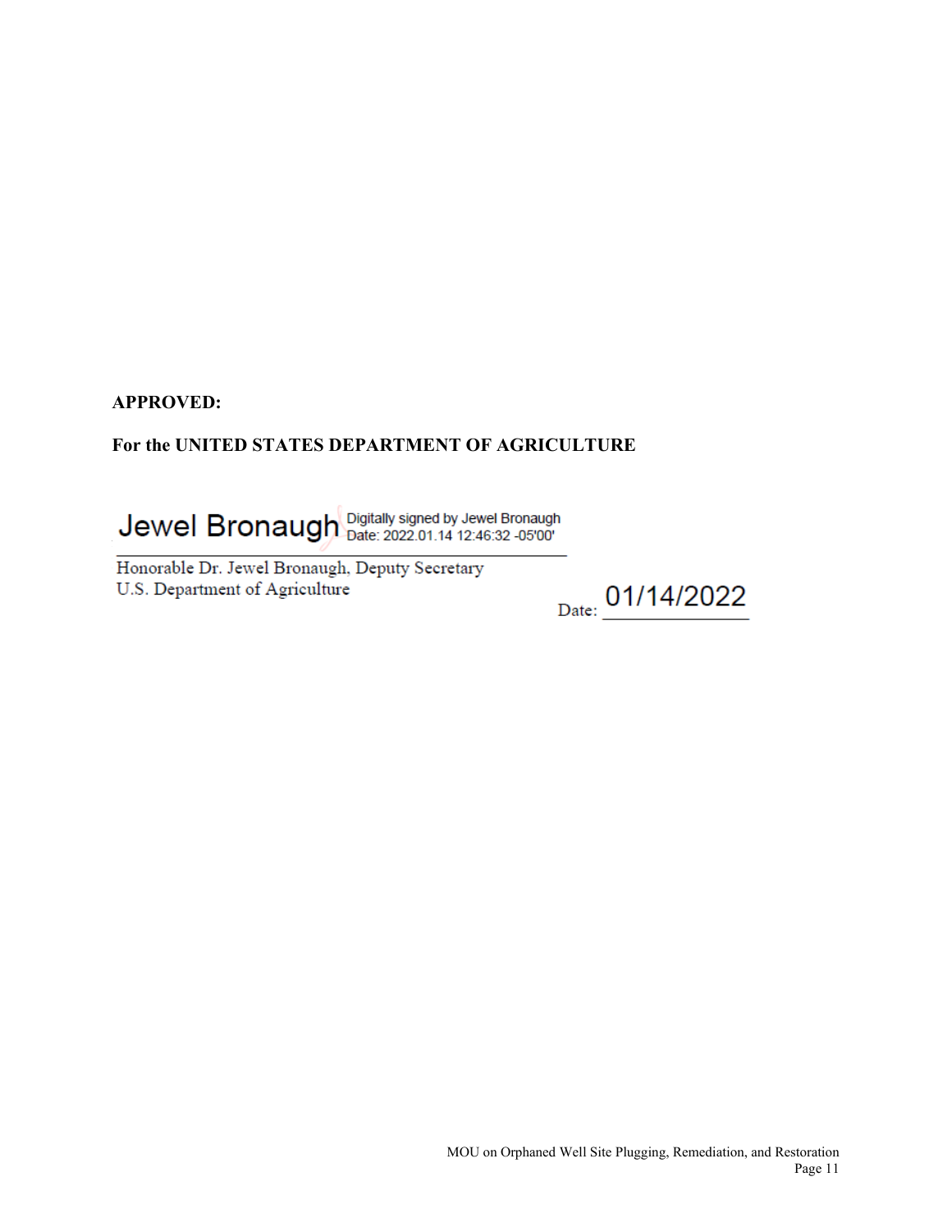**APPROVED:**

**For the UNITED STATES DEPARTMENT OF AGRICULTURE**

Jewel Bronaugh Digitally signed by Jewel Bronaugh Date: 2022.01.14 12:46:32 -05'00'

_______________________________________________

Honorable Dr. Jewel Bronaugh, Deputy Secretary
U.S. Department of Agriculture

Date: 01/14/2022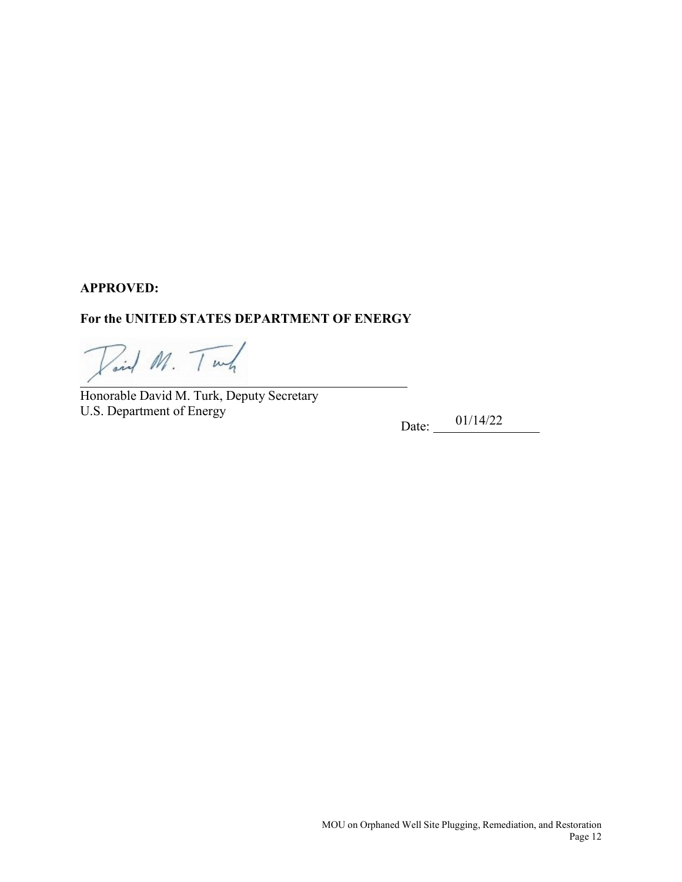**APPROVED:**

**For the UNITED STATES DEPARTMENT OF ENERGY**

Honorable David M. Turk, Deputy Secretary
U.S. Department of Energy

Date: 01/14/22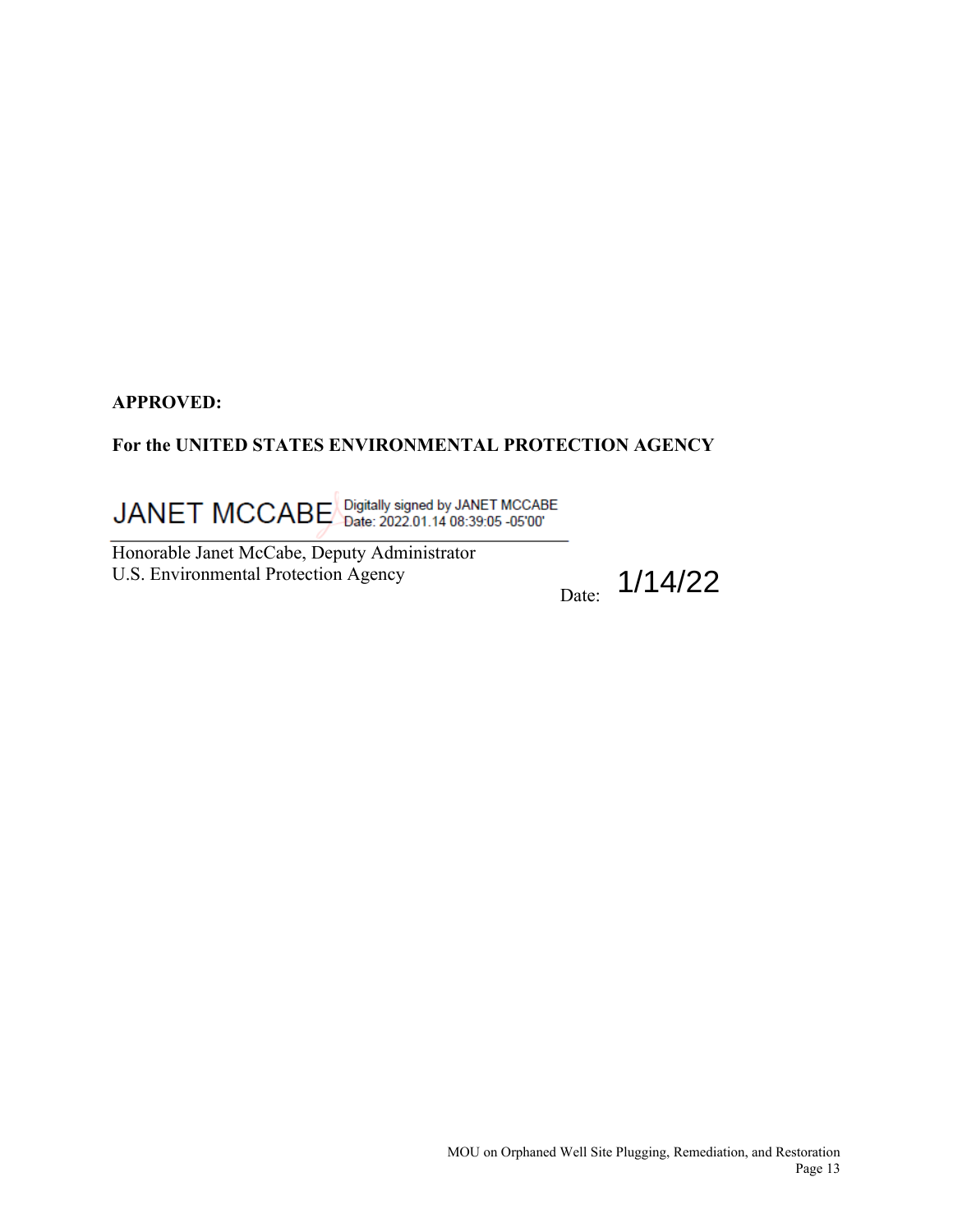**APPROVED:**

**For the UNITED STATES ENVIRONMENTAL PROTECTION AGENCY**

JANET MCCABE Digitally signed by JANET MCCABE Date: 2022.01.14 08:39:05 -05'00'

Honorable Janet McCabe, Deputy Administrator
U.S. Environmental Protection Agency

Date: 1/14/22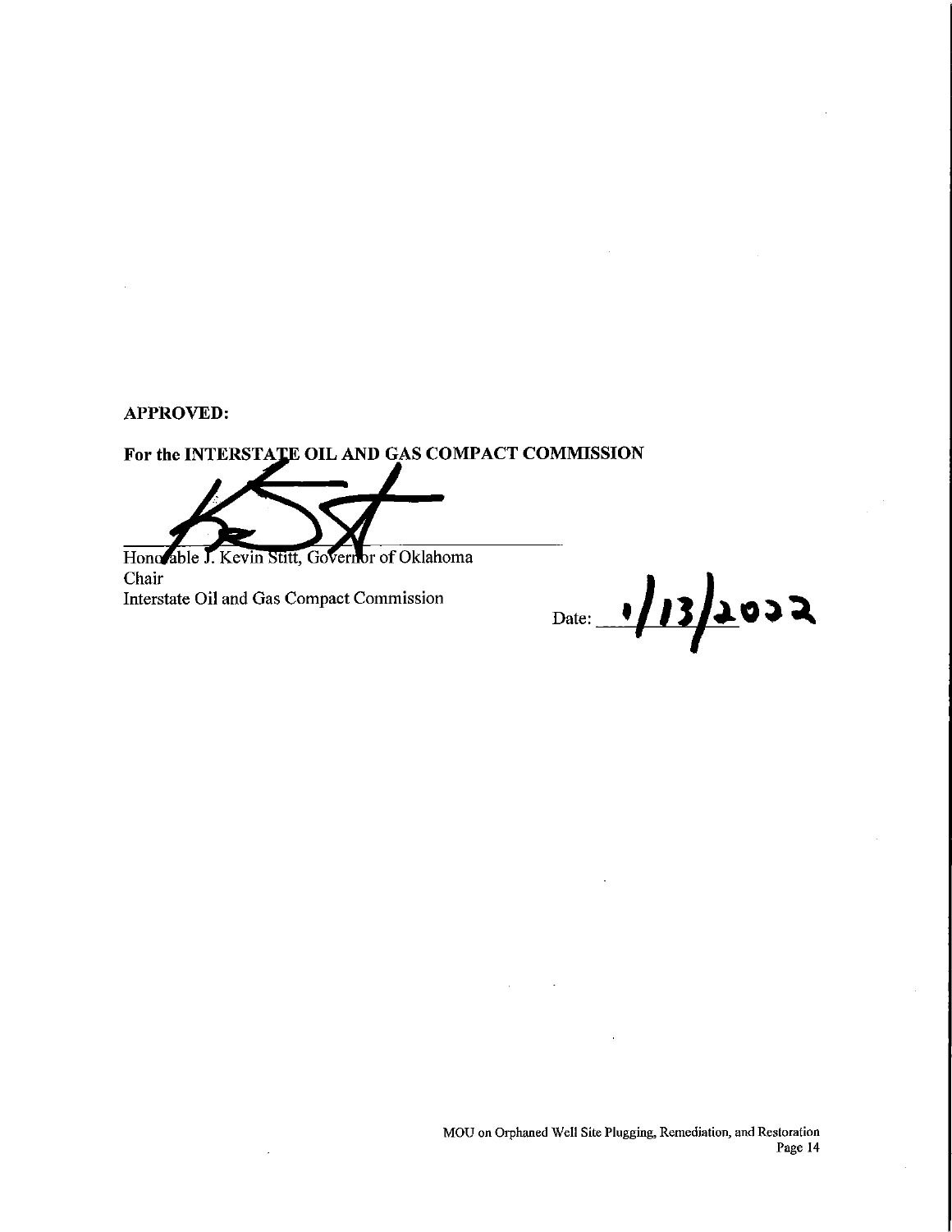**APPROVED:**

**For the INTERSTATE OIL AND GAS COMPACT COMMISSION**

Honorable J. Kevin Stitt, Governor of Oklahoma
Chair
Interstate Oil and Gas Compact Commission

Date: 1/13/2022